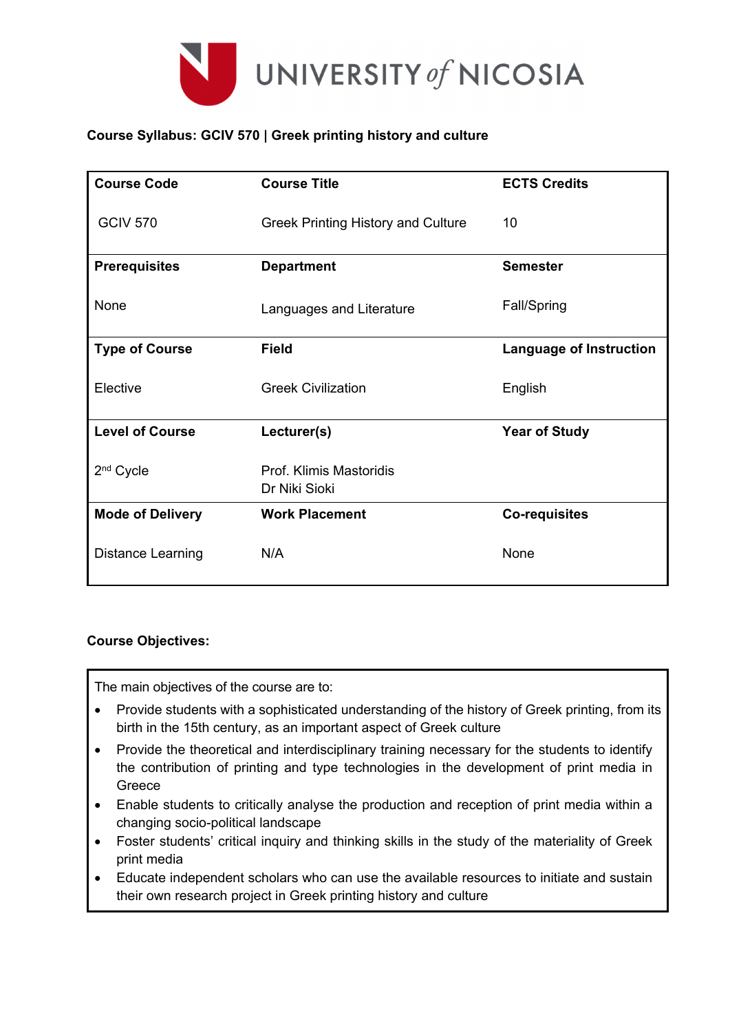**Course Syllabus: GCIV 570 | Greek printing history and culture**

| Course Code | Course Title | ECTS Credits |
|---|---|---|
| GCIV 570 | Greek Printing History and Culture | 10 |
| **Prerequisites** | **Department** | **Semester** |
| None | Languages and Literature | Fall/Spring |
| **Type of Course** | **Field** | **Language of Instruction** |
| Elective | Greek Civilization | English |
| **Level of Course** | **Lecturer(s)** | **Year of Study** |
| 2nd Cycle | Prof. Klimis Mastoridis<br>Dr Niki Sioki | |
| **Mode of Delivery** | **Work Placement** | **Co-requisites** |
| Distance Learning | N/A | None |

**Course Objectives:**

The main objectives of the course are to:

- Provide students with a sophisticated understanding of the history of Greek printing, from its birth in the 15th century, as an important aspect of Greek culture
- Provide the theoretical and interdisciplinary training necessary for the students to identify the contribution of printing and type technologies in the development of print media in Greece
- Enable students to critically analyse the production and reception of print media within a changing socio-political landscape
- Foster students' critical inquiry and thinking skills in the study of the materiality of Greek print media
- Educate independent scholars who can use the available resources to initiate and sustain their own research project in Greek printing history and culture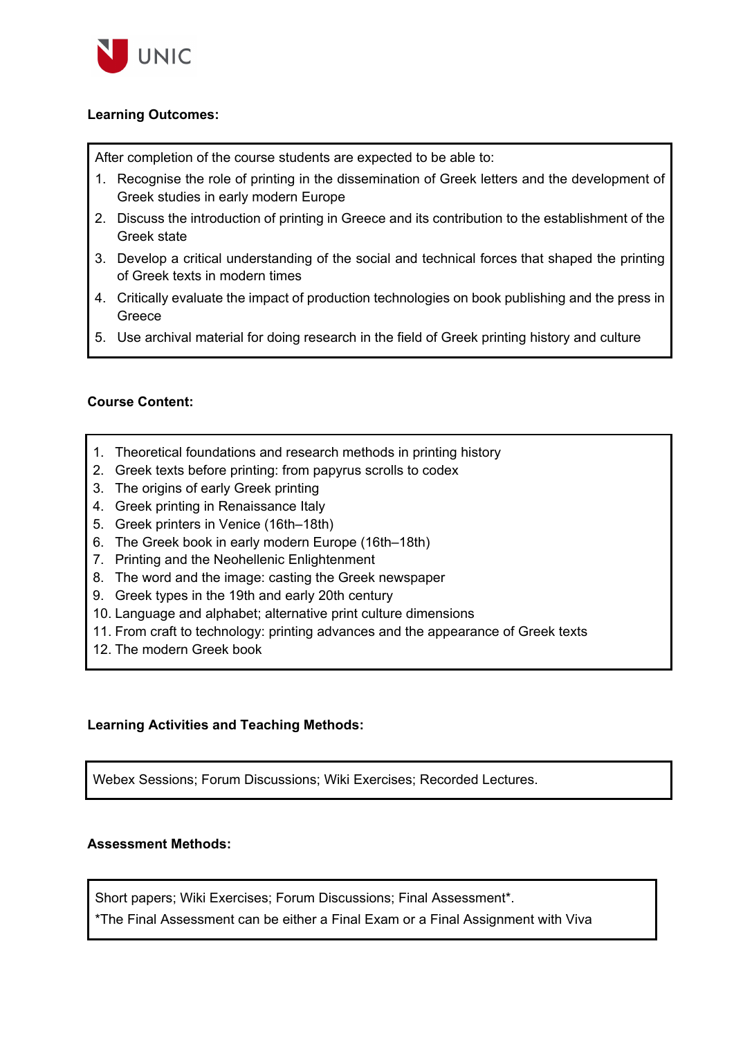**Learning Outcomes:**

After completion of the course students are expected to be able to:

1. Recognise the role of printing in the dissemination of Greek letters and the development of Greek studies in early modern Europe
2. Discuss the introduction of printing in Greece and its contribution to the establishment of the Greek state
3. Develop a critical understanding of the social and technical forces that shaped the printing of Greek texts in modern times
4. Critically evaluate the impact of production technologies on book publishing and the press in Greece
5. Use archival material for doing research in the field of Greek printing history and culture

**Course Content:**

1. Theoretical foundations and research methods in printing history
2. Greek texts before printing: from papyrus scrolls to codex
3. The origins of early Greek printing
4. Greek printing in Renaissance Italy
5. Greek printers in Venice (16th–18th)
6. The Greek book in early modern Europe (16th–18th)
7. Printing and the Neohellenic Enlightenment
8. The word and the image: casting the Greek newspaper
9. Greek types in the 19th and early 20th century
10. Language and alphabet; alternative print culture dimensions
11. From craft to technology: printing advances and the appearance of Greek texts
12. The modern Greek book

**Learning Activities and Teaching Methods:**

Webex Sessions; Forum Discussions; Wiki Exercises; Recorded Lectures.

**Assessment Methods:**

Short papers; Wiki Exercises; Forum Discussions; Final Assessment*.

*The Final Assessment can be either a Final Exam or a Final Assignment with Viva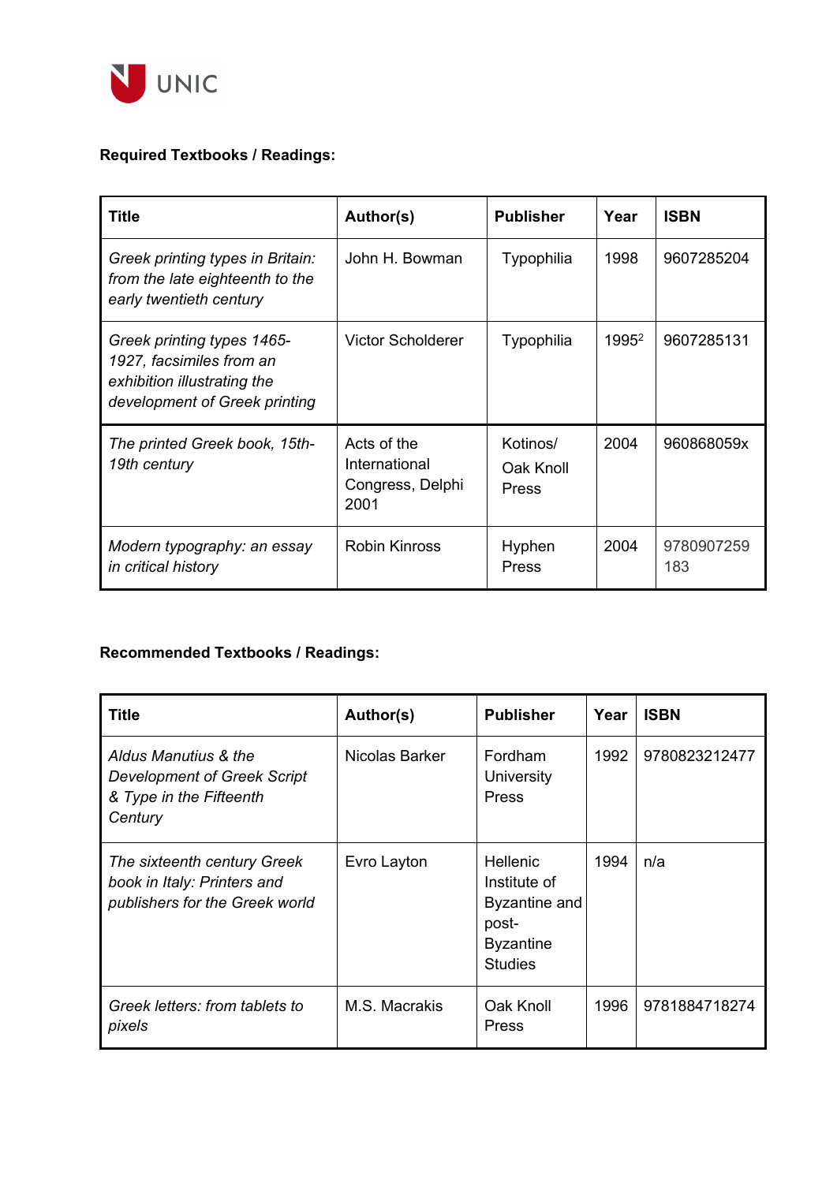**Required Textbooks / Readings:**

| Title | Author(s) | Publisher | Year | ISBN |
|---|---|---|---|---|
| *Greek printing types in Britain: from the late eighteenth to the early twentieth century* | John H. Bowman | Typophilia | 1998 | 9607285204 |
| *Greek printing types 1465-1927, facsimiles from an exhibition illustrating the development of Greek printing* | Victor Scholderer | Typophilia | 1995[2] | 9607285131 |
| *The printed Greek book, 15th-19th century* | Acts of the International Congress, Delphi 2001 | Kotinos/ Oak Knoll Press | 2004 | 960868059x |
| *Modern typography: an essay in critical history* | Robin Kinross | Hyphen Press | 2004 | 9780907259183 |

**Recommended Textbooks / Readings:**

| Title | Author(s) | Publisher | Year | ISBN |
|---|---|---|---|---|
| *Aldus Manutius & the Development of Greek Script & Type in the Fifteenth Century* | Nicolas Barker | Fordham University Press | 1992 | 9780823212477 |
| *The sixteenth century Greek book in Italy: Printers and publishers for the Greek world* | Evro Layton | Hellenic Institute of Byzantine and post-Byzantine Studies | 1994 | n/a |
| *Greek letters: from tablets to pixels* | M.S. Macrakis | Oak Knoll Press | 1996 | 9781884718274 |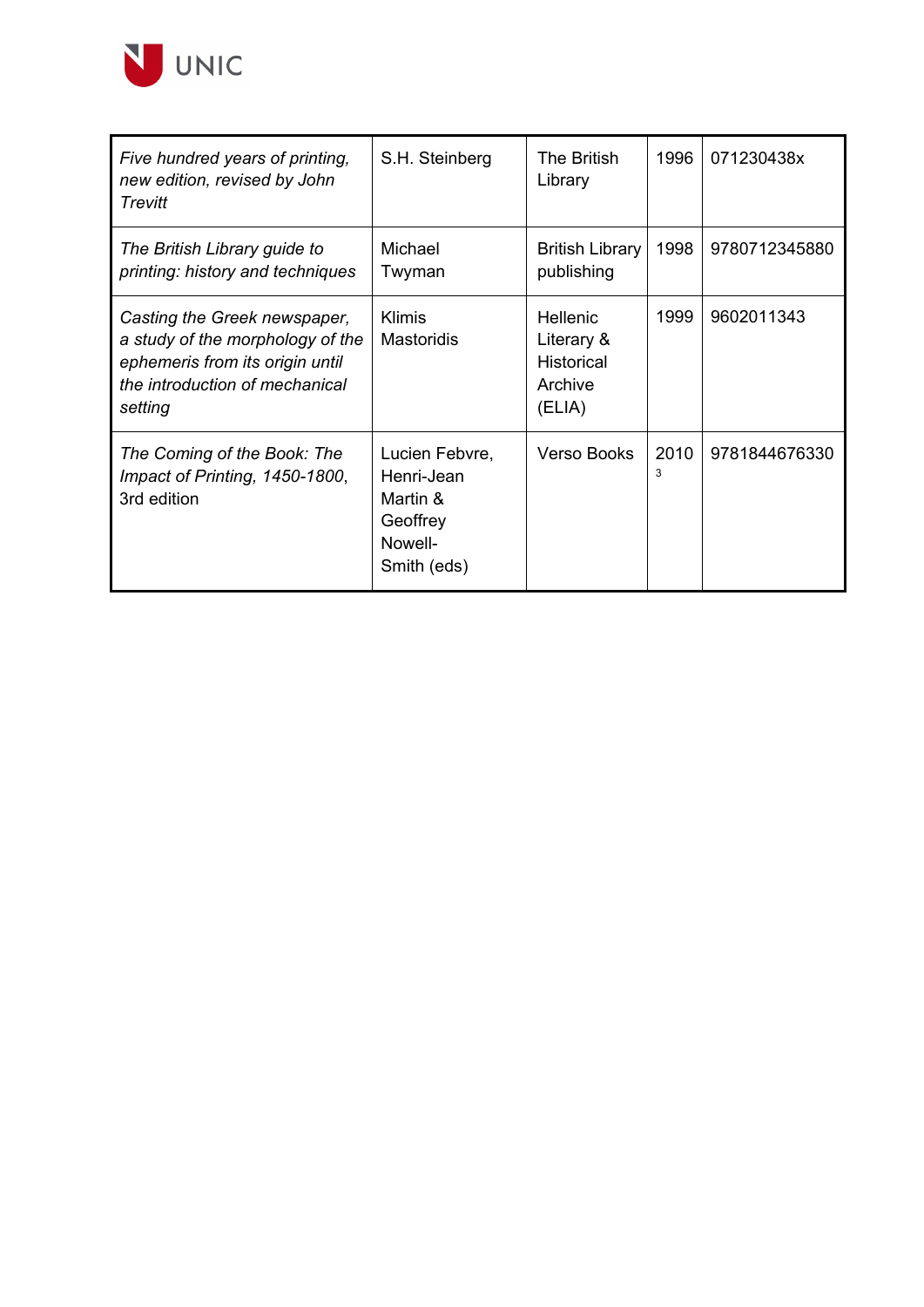| | | | | |
|---|---|---|---|---|
| *Five hundred years of printing, new edition, revised by John Trevitt* | S.H. Steinberg | The British Library | 1996 | 071230438x |
| *The British Library guide to printing: history and techniques* | Michael Twyman | British Library publishing | 1998 | 9780712345880 |
| *Casting the Greek newspaper, a study of the morphology of the ephemeris from its origin until the introduction of mechanical setting* | Klimis Mastoridis | Hellenic Literary & Historical Archive (ELIA) | 1999 | 9602011343 |
| *The Coming of the Book: The Impact of Printing, 1450-1800*, 3rd edition | Lucien Febvre, Henri-Jean Martin & Geoffrey Nowell-Smith (eds) | Verso Books | 2010[3] | 9781844676330 |